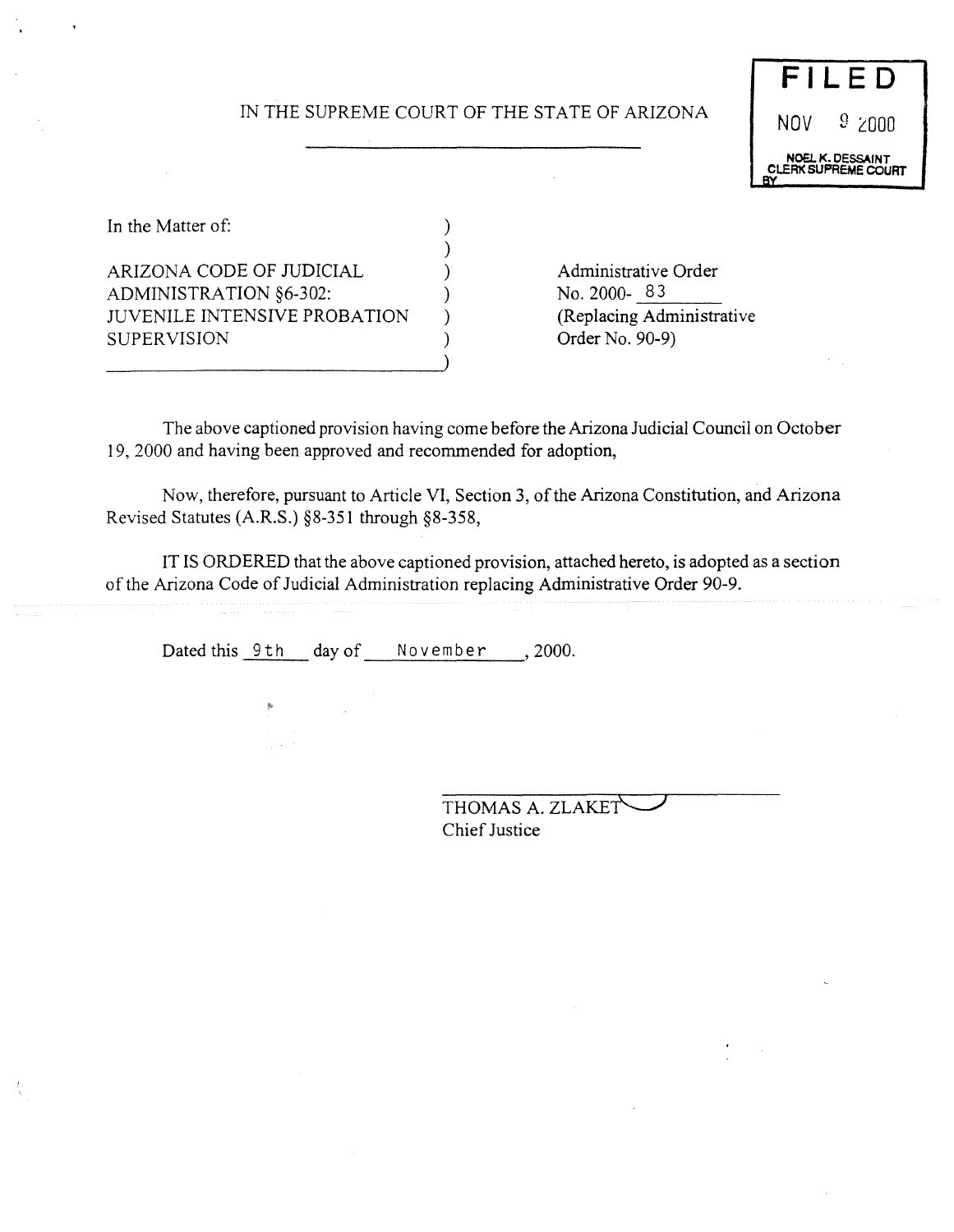IN THE SUPREME COURT OF THE STATE OF ARIZONA

**FILED**
NOV 9 2000
NOEL K. DESSAINT
CLERK SUPREME COURT
BY

| In the Matter of: | |
|---|---|
| ARIZONA CODE OF JUDICIAL ADMINISTRATION §6-302: JUVENILE INTENSIVE PROBATION SUPERVISION | Administrative Order No. 2000- 83 (Replacing Administrative Order No. 90-9) |

The above captioned provision having come before the Arizona Judicial Council on October 19, 2000 and having been approved and recommended for adoption,

Now, therefore, pursuant to Article VI, Section 3, of the Arizona Constitution, and Arizona Revised Statutes (A.R.S.) §8-351 through §8-358,

IT IS ORDERED that the above captioned provision, attached hereto, is adopted as a section of the Arizona Code of Judicial Administration replacing Administrative Order 90-9.

Dated this 9th day of November, 2000.

THOMAS A. ZLAKET
Chief Justice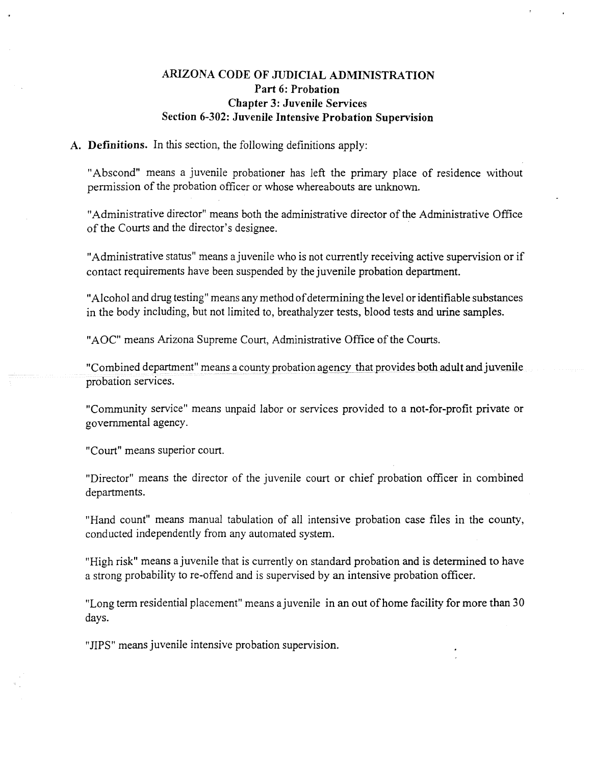# ARIZONA CODE OF JUDICIAL ADMINISTRATION
## Part 6: Probation
## Chapter 3: Juvenile Services
## Section 6-302: Juvenile Intensive Probation Supervision

**A. Definitions.** In this section, the following definitions apply:

"Abscond" means a juvenile probationer has left the primary place of residence without permission of the probation officer or whose whereabouts are unknown.

"Administrative director" means both the administrative director of the Administrative Office of the Courts and the director's designee.

"Administrative status" means a juvenile who is not currently receiving active supervision or if contact requirements have been suspended by the juvenile probation department.

"Alcohol and drug testing" means any method of determining the level or identifiable substances in the body including, but not limited to, breathalyzer tests, blood tests and urine samples.

"AOC" means Arizona Supreme Court, Administrative Office of the Courts.

"Combined department" means a county probation agency that provides both adult and juvenile probation services.

"Community service" means unpaid labor or services provided to a not-for-profit private or governmental agency.

"Court" means superior court.

"Director" means the director of the juvenile court or chief probation officer in combined departments.

"Hand count" means manual tabulation of all intensive probation case files in the county, conducted independently from any automated system.

"High risk" means a juvenile that is currently on standard probation and is determined to have a strong probability to re-offend and is supervised by an intensive probation officer.

"Long term residential placement" means a juvenile in an out of home facility for more than 30 days.

"JIPS" means juvenile intensive probation supervision.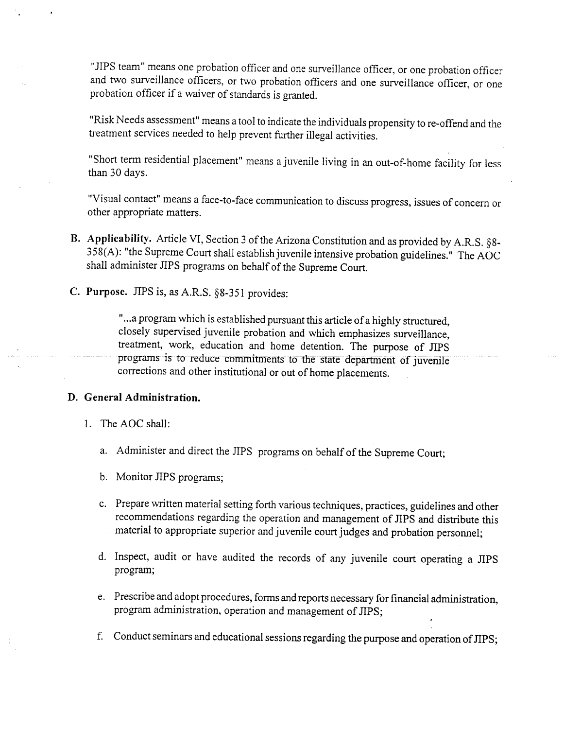"JIPS team" means one probation officer and one surveillance officer, or one probation officer and two surveillance officers, or two probation officers and one surveillance officer, or one probation officer if a waiver of standards is granted.

"Risk Needs assessment" means a tool to indicate the individuals propensity to re-offend and the treatment services needed to help prevent further illegal activities.

"Short term residential placement" means a juvenile living in an out-of-home facility for less than 30 days.

"Visual contact" means a face-to-face communication to discuss progress, issues of concern or other appropriate matters.

**B. Applicability.** Article VI, Section 3 of the Arizona Constitution and as provided by A.R.S. §8-358(A): "the Supreme Court shall establish juvenile intensive probation guidelines." The AOC shall administer JIPS programs on behalf of the Supreme Court.

**C. Purpose.** JIPS is, as A.R.S. §8-351 provides:

> "...a program which is established pursuant this article of a highly structured, closely supervised juvenile probation and which emphasizes surveillance, treatment, work, education and home detention. The purpose of JIPS programs is to reduce commitments to the state department of juvenile corrections and other institutional or out of home placements.

**D. General Administration.**

1. The AOC shall:

   a. Administer and direct the JIPS programs on behalf of the Supreme Court;

   b. Monitor JIPS programs;

   c. Prepare written material setting forth various techniques, practices, guidelines and other recommendations regarding the operation and management of JIPS and distribute this material to appropriate superior and juvenile court judges and probation personnel;

   d. Inspect, audit or have audited the records of any juvenile court operating a JIPS program;

   e. Prescribe and adopt procedures, forms and reports necessary for financial administration, program administration, operation and management of JIPS;

   f. Conduct seminars and educational sessions regarding the purpose and operation of JIPS;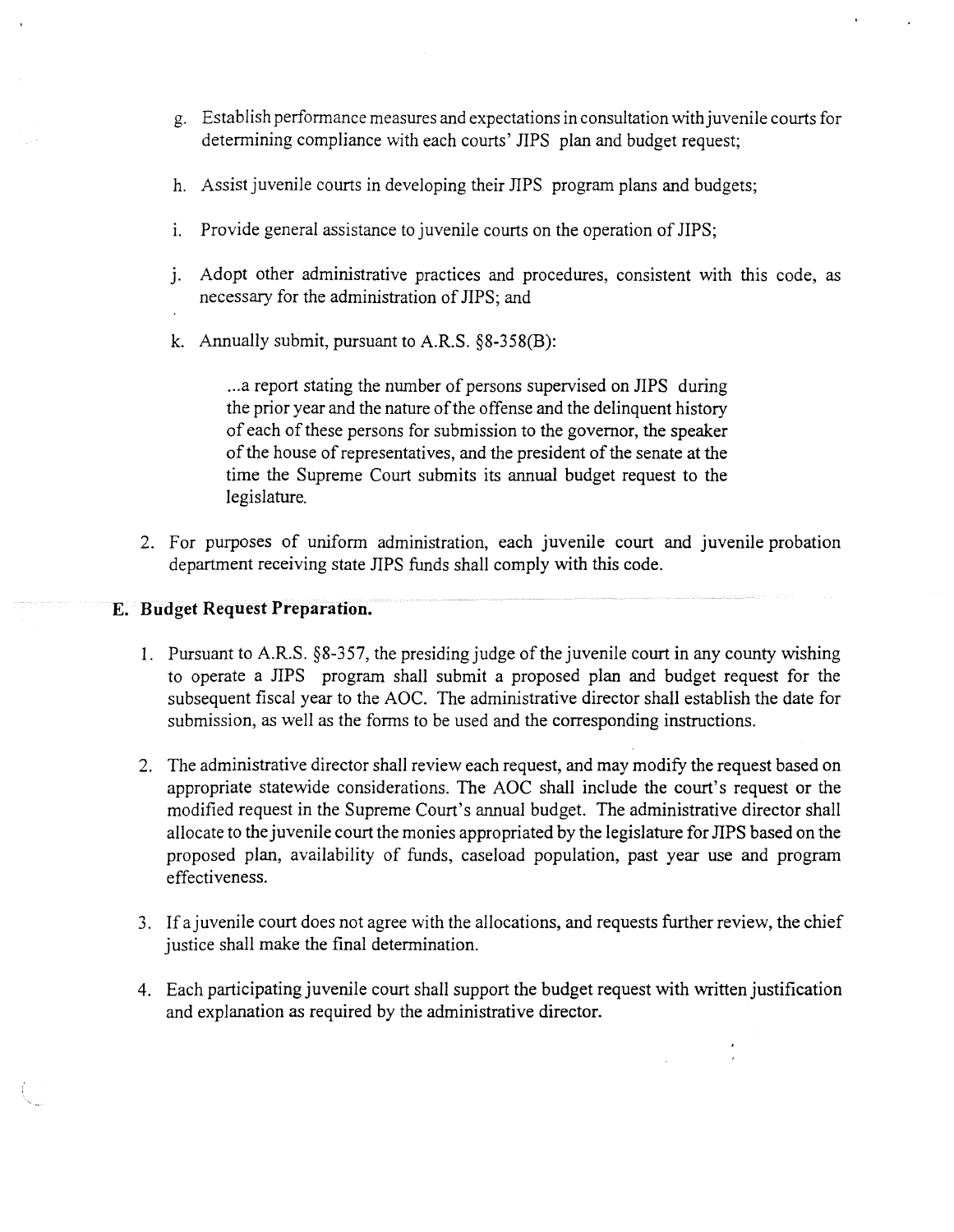g. Establish performance measures and expectations in consultation with juvenile courts for determining compliance with each courts' JIPS plan and budget request;

h. Assist juvenile courts in developing their JIPS program plans and budgets;

i. Provide general assistance to juvenile courts on the operation of JIPS;

j. Adopt other administrative practices and procedures, consistent with this code, as necessary for the administration of JIPS; and

k. Annually submit, pursuant to A.R.S. §8-358(B):

> ...a report stating the number of persons supervised on JIPS during the prior year and the nature of the offense and the delinquent history of each of these persons for submission to the governor, the speaker of the house of representatives, and the president of the senate at the time the Supreme Court submits its annual budget request to the legislature.

2. For purposes of uniform administration, each juvenile court and juvenile probation department receiving state JIPS funds shall comply with this code.

## E. Budget Request Preparation.

1. Pursuant to A.R.S. §8-357, the presiding judge of the juvenile court in any county wishing to operate a JIPS program shall submit a proposed plan and budget request for the subsequent fiscal year to the AOC. The administrative director shall establish the date for submission, as well as the forms to be used and the corresponding instructions.

2. The administrative director shall review each request, and may modify the request based on appropriate statewide considerations. The AOC shall include the court's request or the modified request in the Supreme Court's annual budget. The administrative director shall allocate to the juvenile court the monies appropriated by the legislature for JIPS based on the proposed plan, availability of funds, caseload population, past year use and program effectiveness.

3. If a juvenile court does not agree with the allocations, and requests further review, the chief justice shall make the final determination.

4. Each participating juvenile court shall support the budget request with written justification and explanation as required by the administrative director.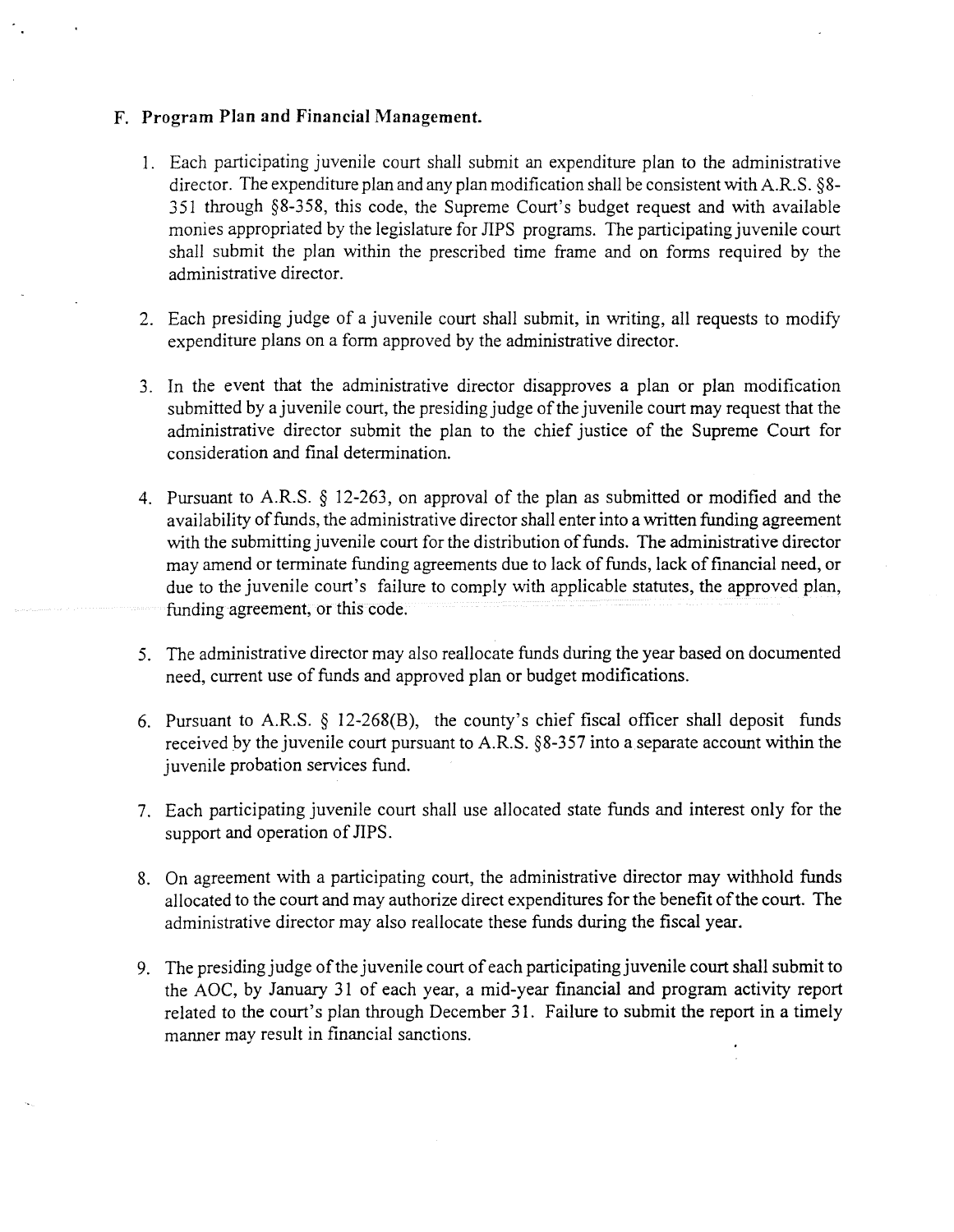### F. Program Plan and Financial Management.

1. Each participating juvenile court shall submit an expenditure plan to the administrative director. The expenditure plan and any plan modification shall be consistent with A.R.S. §8-351 through §8-358, this code, the Supreme Court's budget request and with available monies appropriated by the legislature for JIPS programs. The participating juvenile court shall submit the plan within the prescribed time frame and on forms required by the administrative director.

2. Each presiding judge of a juvenile court shall submit, in writing, all requests to modify expenditure plans on a form approved by the administrative director.

3. In the event that the administrative director disapproves a plan or plan modification submitted by a juvenile court, the presiding judge of the juvenile court may request that the administrative director submit the plan to the chief justice of the Supreme Court for consideration and final determination.

4. Pursuant to A.R.S. § 12-263, on approval of the plan as submitted or modified and the availability of funds, the administrative director shall enter into a written funding agreement with the submitting juvenile court for the distribution of funds. The administrative director may amend or terminate funding agreements due to lack of funds, lack of financial need, or due to the juvenile court's failure to comply with applicable statutes, the approved plan, funding agreement, or this code.

5. The administrative director may also reallocate funds during the year based on documented need, current use of funds and approved plan or budget modifications.

6. Pursuant to A.R.S. § 12-268(B), the county's chief fiscal officer shall deposit funds received by the juvenile court pursuant to A.R.S. §8-357 into a separate account within the juvenile probation services fund.

7. Each participating juvenile court shall use allocated state funds and interest only for the support and operation of JIPS.

8. On agreement with a participating court, the administrative director may withhold funds allocated to the court and may authorize direct expenditures for the benefit of the court. The administrative director may also reallocate these funds during the fiscal year.

9. The presiding judge of the juvenile court of each participating juvenile court shall submit to the AOC, by January 31 of each year, a mid-year financial and program activity report related to the court's plan through December 31. Failure to submit the report in a timely manner may result in financial sanctions.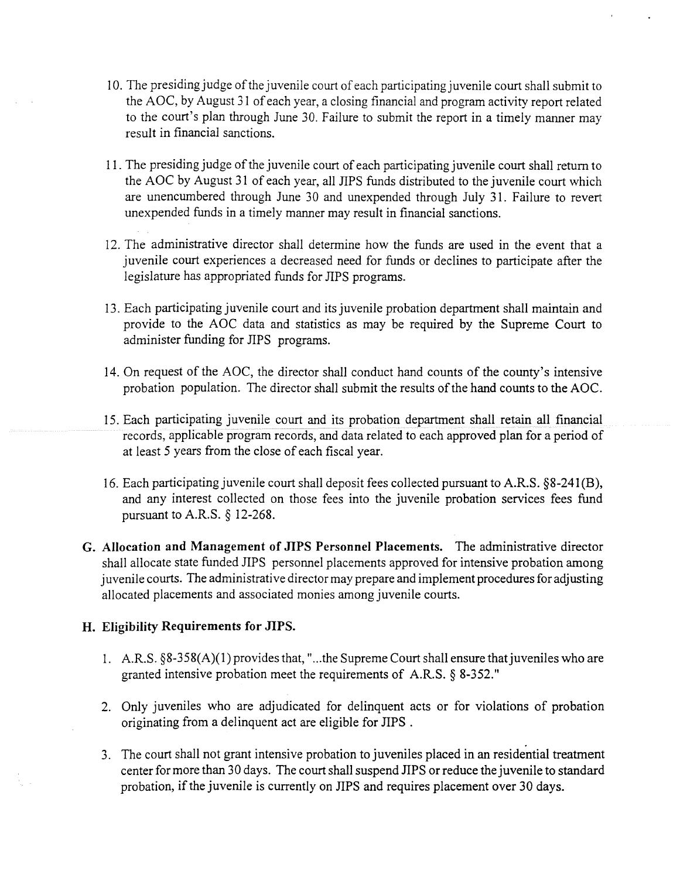10. The presiding judge of the juvenile court of each participating juvenile court shall submit to the AOC, by August 31 of each year, a closing financial and program activity report related to the court's plan through June 30. Failure to submit the report in a timely manner may result in financial sanctions.

11. The presiding judge of the juvenile court of each participating juvenile court shall return to the AOC by August 31 of each year, all JIPS funds distributed to the juvenile court which are unencumbered through June 30 and unexpended through July 31. Failure to revert unexpended funds in a timely manner may result in financial sanctions.

12. The administrative director shall determine how the funds are used in the event that a juvenile court experiences a decreased need for funds or declines to participate after the legislature has appropriated funds for JIPS programs.

13. Each participating juvenile court and its juvenile probation department shall maintain and provide to the AOC data and statistics as may be required by the Supreme Court to administer funding for JIPS programs.

14. On request of the AOC, the director shall conduct hand counts of the county's intensive probation population. The director shall submit the results of the hand counts to the AOC.

15. Each participating juvenile court and its probation department shall retain all financial records, applicable program records, and data related to each approved plan for a period of at least 5 years from the close of each fiscal year.

16. Each participating juvenile court shall deposit fees collected pursuant to A.R.S. §8-241(B), and any interest collected on those fees into the juvenile probation services fees fund pursuant to A.R.S. § 12-268.

**G. Allocation and Management of JIPS Personnel Placements.** The administrative director shall allocate state funded JIPS personnel placements approved for intensive probation among juvenile courts. The administrative director may prepare and implement procedures for adjusting allocated placements and associated monies among juvenile courts.

**H. Eligibility Requirements for JIPS.**

1. A.R.S. §8-358(A)(1) provides that, "...the Supreme Court shall ensure that juveniles who are granted intensive probation meet the requirements of A.R.S. § 8-352."

2. Only juveniles who are adjudicated for delinquent acts or for violations of probation originating from a delinquent act are eligible for JIPS .

3. The court shall not grant intensive probation to juveniles placed in an residential treatment center for more than 30 days. The court shall suspend JIPS or reduce the juvenile to standard probation, if the juvenile is currently on JIPS and requires placement over 30 days.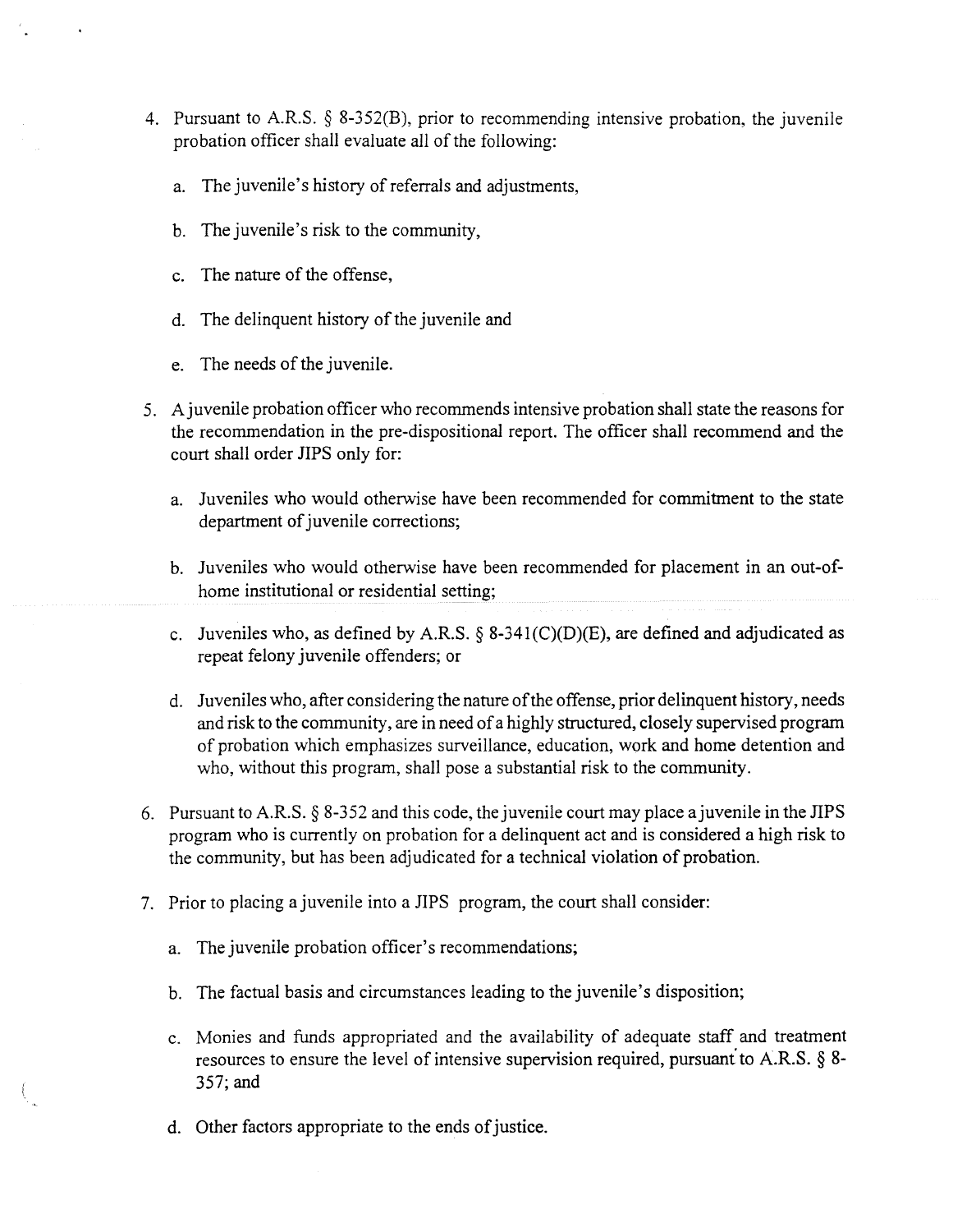4. Pursuant to A.R.S. § 8-352(B), prior to recommending intensive probation, the juvenile probation officer shall evaluate all of the following:

   a. The juvenile's history of referrals and adjustments,

   b. The juvenile's risk to the community,

   c. The nature of the offense,

   d. The delinquent history of the juvenile and

   e. The needs of the juvenile.

5. A juvenile probation officer who recommends intensive probation shall state the reasons for the recommendation in the pre-dispositional report. The officer shall recommend and the court shall order JIPS only for:

   a. Juveniles who would otherwise have been recommended for commitment to the state department of juvenile corrections;

   b. Juveniles who would otherwise have been recommended for placement in an out-of-home institutional or residential setting;

   c. Juveniles who, as defined by A.R.S. § 8-341(C)(D)(E), are defined and adjudicated as repeat felony juvenile offenders; or

   d. Juveniles who, after considering the nature of the offense, prior delinquent history, needs and risk to the community, are in need of a highly structured, closely supervised program of probation which emphasizes surveillance, education, work and home detention and who, without this program, shall pose a substantial risk to the community.

6. Pursuant to A.R.S. § 8-352 and this code, the juvenile court may place a juvenile in the JIPS program who is currently on probation for a delinquent act and is considered a high risk to the community, but has been adjudicated for a technical violation of probation.

7. Prior to placing a juvenile into a JIPS program, the court shall consider:

   a. The juvenile probation officer's recommendations;

   b. The factual basis and circumstances leading to the juvenile's disposition;

   c. Monies and funds appropriated and the availability of adequate staff and treatment resources to ensure the level of intensive supervision required, pursuant to A.R.S. § 8-357; and

   d. Other factors appropriate to the ends of justice.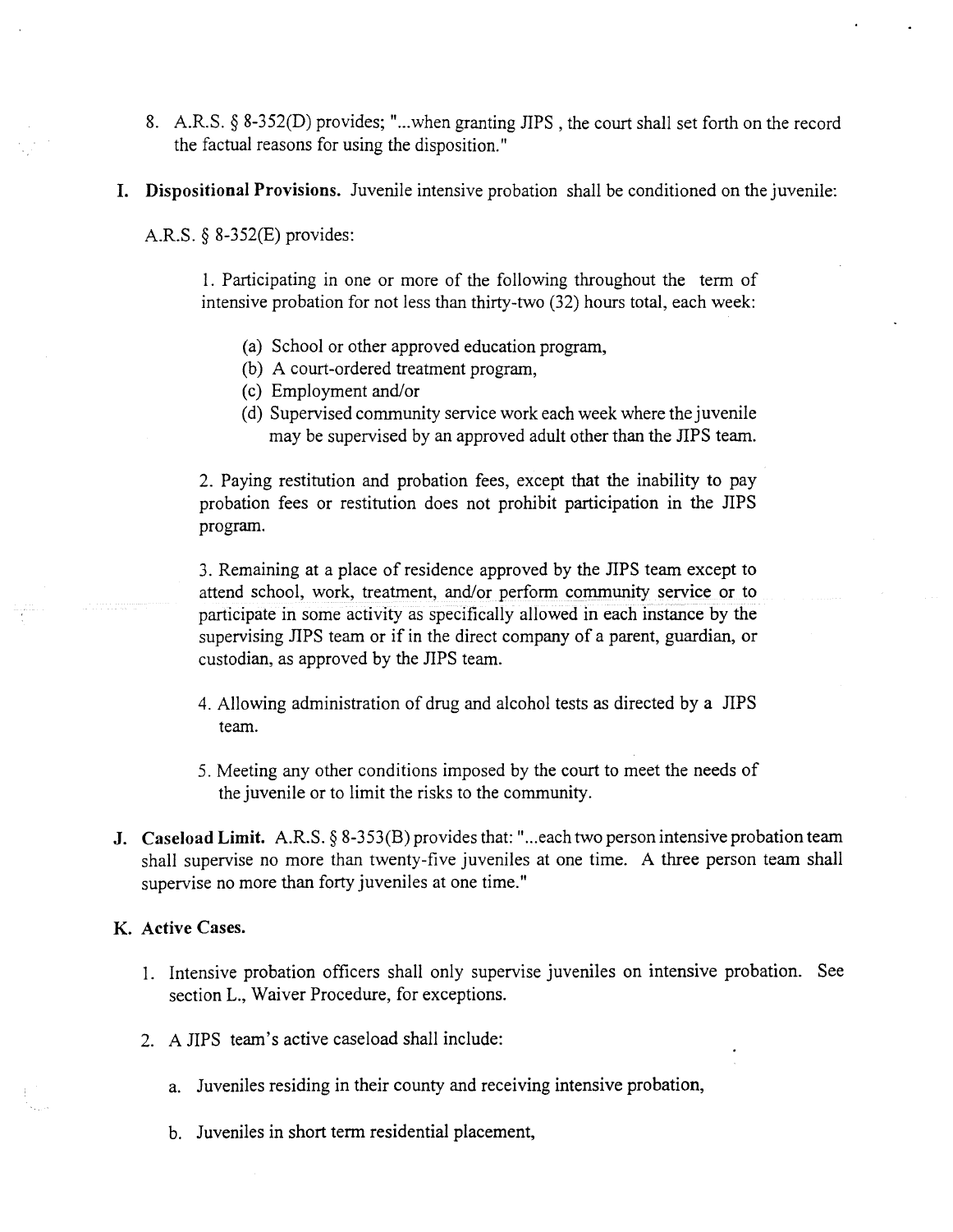8. A.R.S. § 8-352(D) provides; "...when granting JIPS , the court shall set forth on the record the factual reasons for using the disposition."

**I. Dispositional Provisions.** Juvenile intensive probation shall be conditioned on the juvenile:

A.R.S. § 8-352(E) provides:

1. Participating in one or more of the following throughout the term of intensive probation for not less than thirty-two (32) hours total, each week:

   (a) School or other approved education program,
   (b) A court-ordered treatment program,
   (c) Employment and/or
   (d) Supervised community service work each week where the juvenile may be supervised by an approved adult other than the JIPS team.

2. Paying restitution and probation fees, except that the inability to pay probation fees or restitution does not prohibit participation in the JIPS program.

3. Remaining at a place of residence approved by the JIPS team except to attend school, work, treatment, and/or perform community service or to participate in some activity as specifically allowed in each instance by the supervising JIPS team or if in the direct company of a parent, guardian, or custodian, as approved by the JIPS team.

4. Allowing administration of drug and alcohol tests as directed by a JIPS team.

5. Meeting any other conditions imposed by the court to meet the needs of the juvenile or to limit the risks to the community.

**J. Caseload Limit.** A.R.S. § 8-353(B) provides that: "...each two person intensive probation team shall supervise no more than twenty-five juveniles at one time. A three person team shall supervise no more than forty juveniles at one time."

**K. Active Cases.**

1. Intensive probation officers shall only supervise juveniles on intensive probation. See section L., Waiver Procedure, for exceptions.

2. A JIPS team's active caseload shall include:

   a. Juveniles residing in their county and receiving intensive probation,

   b. Juveniles in short term residential placement,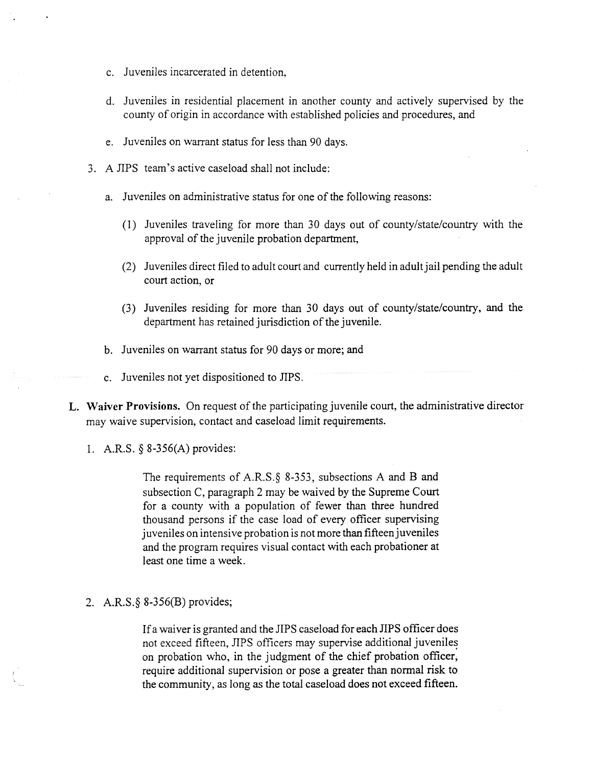c. Juveniles incarcerated in detention,

d. Juveniles in residential placement in another county and actively supervised by the county of origin in accordance with established policies and procedures, and

e. Juveniles on warrant status for less than 90 days.

3. A JIPS team's active caseload shall not include:

   a. Juveniles on administrative status for one of the following reasons:

      (1) Juveniles traveling for more than 30 days out of county/state/country with the approval of the juvenile probation department,

      (2) Juveniles direct filed to adult court and currently held in adult jail pending the adult court action, or

      (3) Juveniles residing for more than 30 days out of county/state/country, and the department has retained jurisdiction of the juvenile.

   b. Juveniles on warrant status for 90 days or more; and

   c. Juveniles not yet dispositioned to JIPS.

**L. Waiver Provisions.** On request of the participating juvenile court, the administrative director may waive supervision, contact and caseload limit requirements.

1. A.R.S. § 8-356(A) provides:

   > The requirements of A.R.S.§ 8-353, subsections A and B and subsection C, paragraph 2 may be waived by the Supreme Court for a county with a population of fewer than three hundred thousand persons if the case load of every officer supervising juveniles on intensive probation is not more than fifteen juveniles and the program requires visual contact with each probationer at least one time a week.

2. A.R.S.§ 8-356(B) provides;

   > If a waiver is granted and the JIPS caseload for each JIPS officer does not exceed fifteen, JIPS officers may supervise additional juveniles on probation who, in the judgment of the chief probation officer, require additional supervision or pose a greater than normal risk to the community, as long as the total caseload does not exceed fifteen.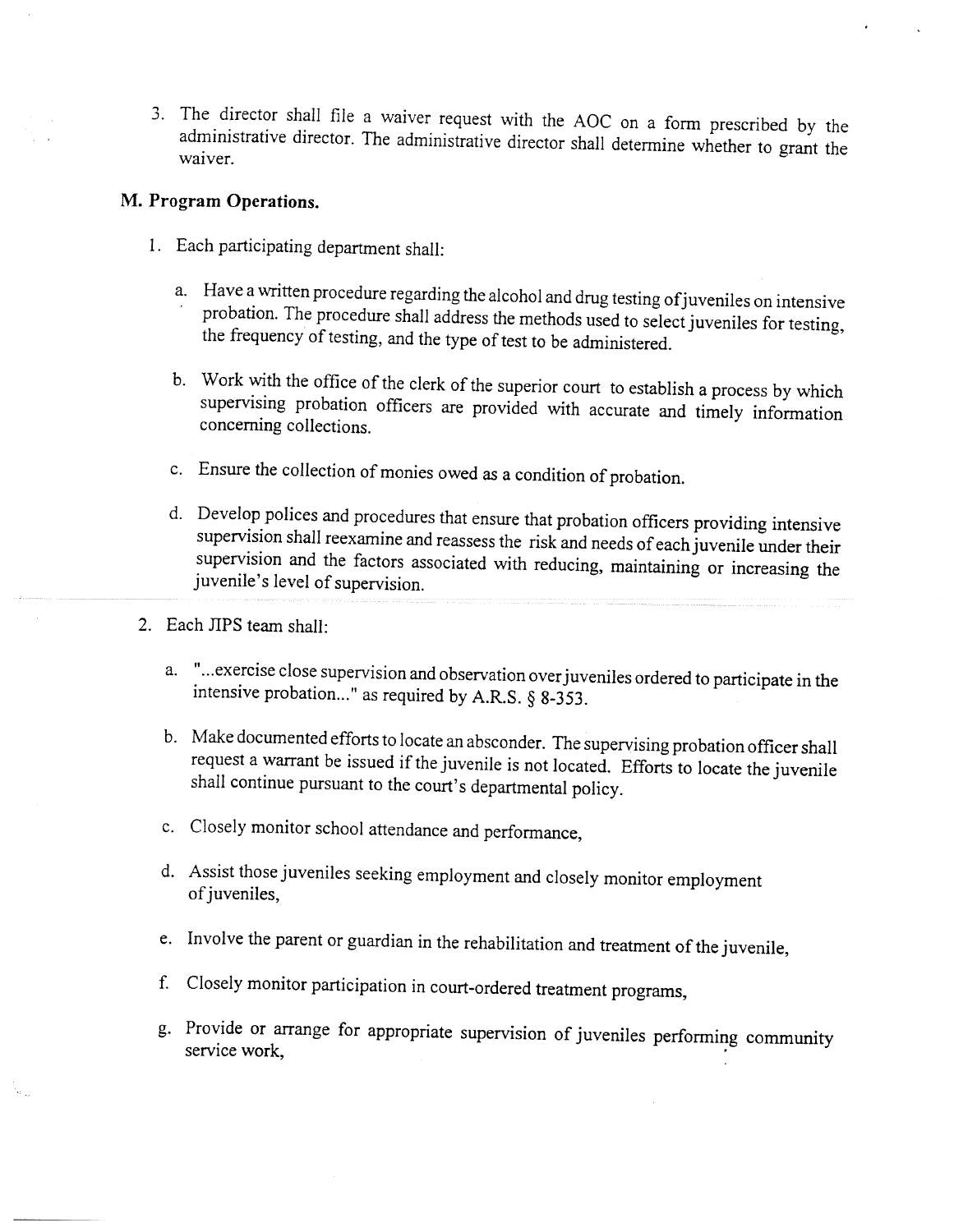3. The director shall file a waiver request with the AOC on a form prescribed by the administrative director. The administrative director shall determine whether to grant the waiver.

## M. Program Operations.

1. Each participating department shall:

   a. Have a written procedure regarding the alcohol and drug testing of juveniles on intensive probation. The procedure shall address the methods used to select juveniles for testing, the frequency of testing, and the type of test to be administered.

   b. Work with the office of the clerk of the superior court to establish a process by which supervising probation officers are provided with accurate and timely information concerning collections.

   c. Ensure the collection of monies owed as a condition of probation.

   d. Develop polices and procedures that ensure that probation officers providing intensive supervision shall reexamine and reassess the risk and needs of each juvenile under their supervision and the factors associated with reducing, maintaining or increasing the juvenile's level of supervision.

2. Each JIPS team shall:

   a. "...exercise close supervision and observation over juveniles ordered to participate in the intensive probation..." as required by A.R.S. § 8-353.

   b. Make documented efforts to locate an absconder. The supervising probation officer shall request a warrant be issued if the juvenile is not located. Efforts to locate the juvenile shall continue pursuant to the court's departmental policy.

   c. Closely monitor school attendance and performance,

   d. Assist those juveniles seeking employment and closely monitor employment of juveniles,

   e. Involve the parent or guardian in the rehabilitation and treatment of the juvenile,

   f. Closely monitor participation in court-ordered treatment programs,

   g. Provide or arrange for appropriate supervision of juveniles performing community service work,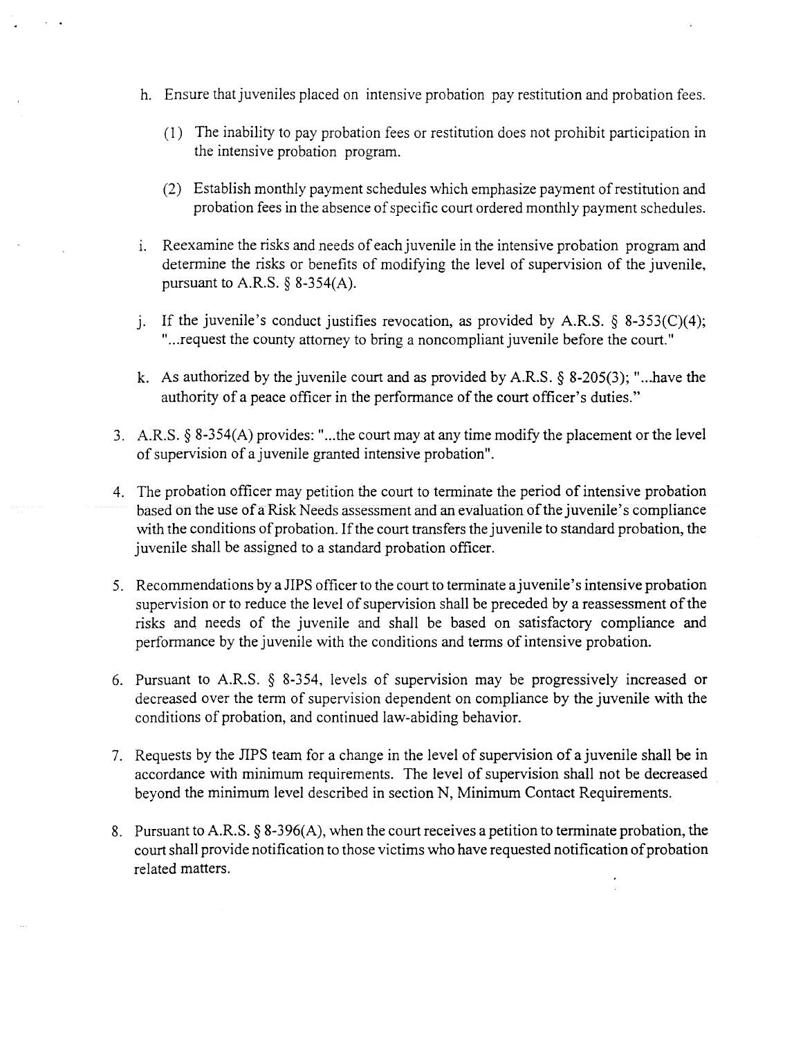h. Ensure that juveniles placed on intensive probation pay restitution and probation fees.

   (1) The inability to pay probation fees or restitution does not prohibit participation in the intensive probation program.

   (2) Establish monthly payment schedules which emphasize payment of restitution and probation fees in the absence of specific court ordered monthly payment schedules.

i. Reexamine the risks and needs of each juvenile in the intensive probation program and determine the risks or benefits of modifying the level of supervision of the juvenile, pursuant to A.R.S. § 8-354(A).

j. If the juvenile's conduct justifies revocation, as provided by A.R.S. § 8-353(C)(4); "...request the county attorney to bring a noncompliant juvenile before the court."

k. As authorized by the juvenile court and as provided by A.R.S. § 8-205(3); "...have the authority of a peace officer in the performance of the court officer's duties."

3. A.R.S. § 8-354(A) provides: "...the court may at any time modify the placement or the level of supervision of a juvenile granted intensive probation".

4. The probation officer may petition the court to terminate the period of intensive probation based on the use of a Risk Needs assessment and an evaluation of the juvenile's compliance with the conditions of probation. If the court transfers the juvenile to standard probation, the juvenile shall be assigned to a standard probation officer.

5. Recommendations by a JIPS officer to the court to terminate a juvenile's intensive probation supervision or to reduce the level of supervision shall be preceded by a reassessment of the risks and needs of the juvenile and shall be based on satisfactory compliance and performance by the juvenile with the conditions and terms of intensive probation.

6. Pursuant to A.R.S. § 8-354, levels of supervision may be progressively increased or decreased over the term of supervision dependent on compliance by the juvenile with the conditions of probation, and continued law-abiding behavior.

7. Requests by the JIPS team for a change in the level of supervision of a juvenile shall be in accordance with minimum requirements. The level of supervision shall not be decreased beyond the minimum level described in section N, Minimum Contact Requirements.

8. Pursuant to A.R.S. § 8-396(A), when the court receives a petition to terminate probation, the court shall provide notification to those victims who have requested notification of probation related matters.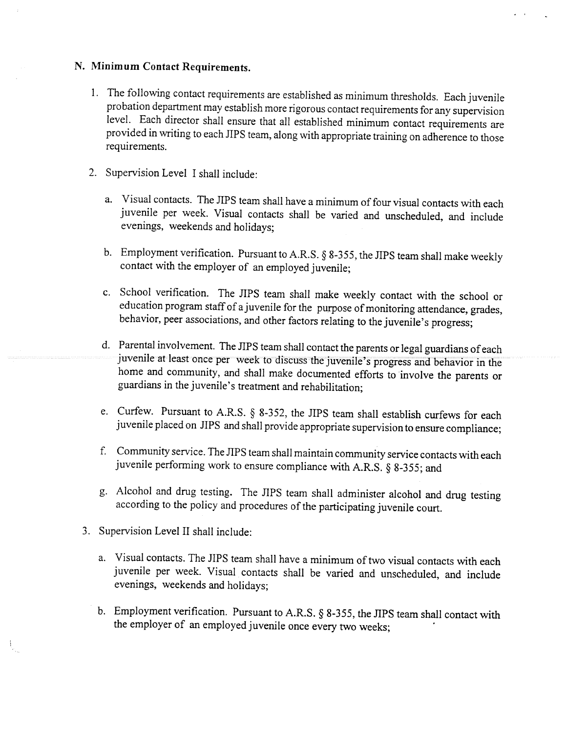## N. Minimum Contact Requirements.

1. The following contact requirements are established as minimum thresholds. Each juvenile probation department may establish more rigorous contact requirements for any supervision level. Each director shall ensure that all established minimum contact requirements are provided in writing to each JIPS team, along with appropriate training on adherence to those requirements.

2. Supervision Level I shall include:

   a. Visual contacts. The JIPS team shall have a minimum of four visual contacts with each juvenile per week. Visual contacts shall be varied and unscheduled, and include evenings, weekends and holidays;

   b. Employment verification. Pursuant to A.R.S. § 8-355, the JIPS team shall make weekly contact with the employer of an employed juvenile;

   c. School verification. The JIPS team shall make weekly contact with the school or education program staff of a juvenile for the purpose of monitoring attendance, grades, behavior, peer associations, and other factors relating to the juvenile's progress;

   d. Parental involvement. The JIPS team shall contact the parents or legal guardians of each juvenile at least once per week to discuss the juvenile's progress and behavior in the home and community, and shall make documented efforts to involve the parents or guardians in the juvenile's treatment and rehabilitation;

   e. Curfew. Pursuant to A.R.S. § 8-352, the JIPS team shall establish curfews for each juvenile placed on JIPS and shall provide appropriate supervision to ensure compliance;

   f. Community service. The JIPS team shall maintain community service contacts with each juvenile performing work to ensure compliance with A.R.S. § 8-355; and

   g. Alcohol and drug testing. The JIPS team shall administer alcohol and drug testing according to the policy and procedures of the participating juvenile court.

3. Supervision Level II shall include:

   a. Visual contacts. The JIPS team shall have a minimum of two visual contacts with each juvenile per week. Visual contacts shall be varied and unscheduled, and include evenings, weekends and holidays;

   b. Employment verification. Pursuant to A.R.S. § 8-355, the JIPS team shall contact with the employer of an employed juvenile once every two weeks;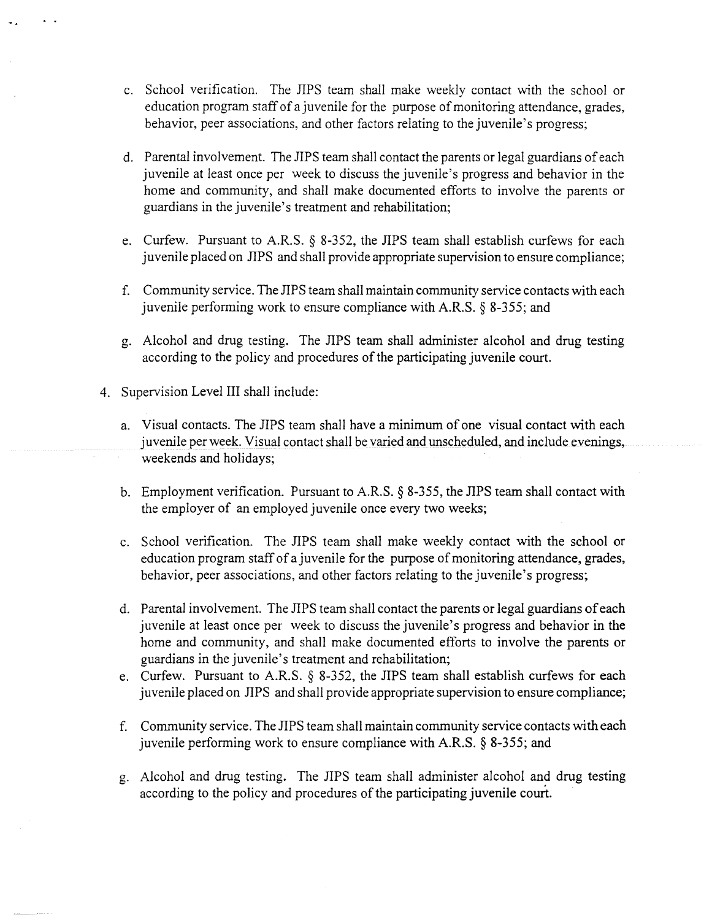c. School verification. The JIPS team shall make weekly contact with the school or education program staff of a juvenile for the purpose of monitoring attendance, grades, behavior, peer associations, and other factors relating to the juvenile's progress;

d. Parental involvement. The JIPS team shall contact the parents or legal guardians of each juvenile at least once per week to discuss the juvenile's progress and behavior in the home and community, and shall make documented efforts to involve the parents or guardians in the juvenile's treatment and rehabilitation;

e. Curfew. Pursuant to A.R.S. § 8-352, the JIPS team shall establish curfews for each juvenile placed on JIPS and shall provide appropriate supervision to ensure compliance;

f. Community service. The JIPS team shall maintain community service contacts with each juvenile performing work to ensure compliance with A.R.S. § 8-355; and

g. Alcohol and drug testing. The JIPS team shall administer alcohol and drug testing according to the policy and procedures of the participating juvenile court.

4. Supervision Level III shall include:

   a. Visual contacts. The JIPS team shall have a minimum of one visual contact with each juvenile per week. Visual contact shall be varied and unscheduled, and include evenings, weekends and holidays;

   b. Employment verification. Pursuant to A.R.S. § 8-355, the JIPS team shall contact with the employer of an employed juvenile once every two weeks;

   c. School verification. The JIPS team shall make weekly contact with the school or education program staff of a juvenile for the purpose of monitoring attendance, grades, behavior, peer associations, and other factors relating to the juvenile's progress;

   d. Parental involvement. The JIPS team shall contact the parents or legal guardians of each juvenile at least once per week to discuss the juvenile's progress and behavior in the home and community, and shall make documented efforts to involve the parents or guardians in the juvenile's treatment and rehabilitation;

   e. Curfew. Pursuant to A.R.S. § 8-352, the JIPS team shall establish curfews for each juvenile placed on JIPS and shall provide appropriate supervision to ensure compliance;

   f. Community service. The JIPS team shall maintain community service contacts with each juvenile performing work to ensure compliance with A.R.S. § 8-355; and

   g. Alcohol and drug testing. The JIPS team shall administer alcohol and drug testing according to the policy and procedures of the participating juvenile court.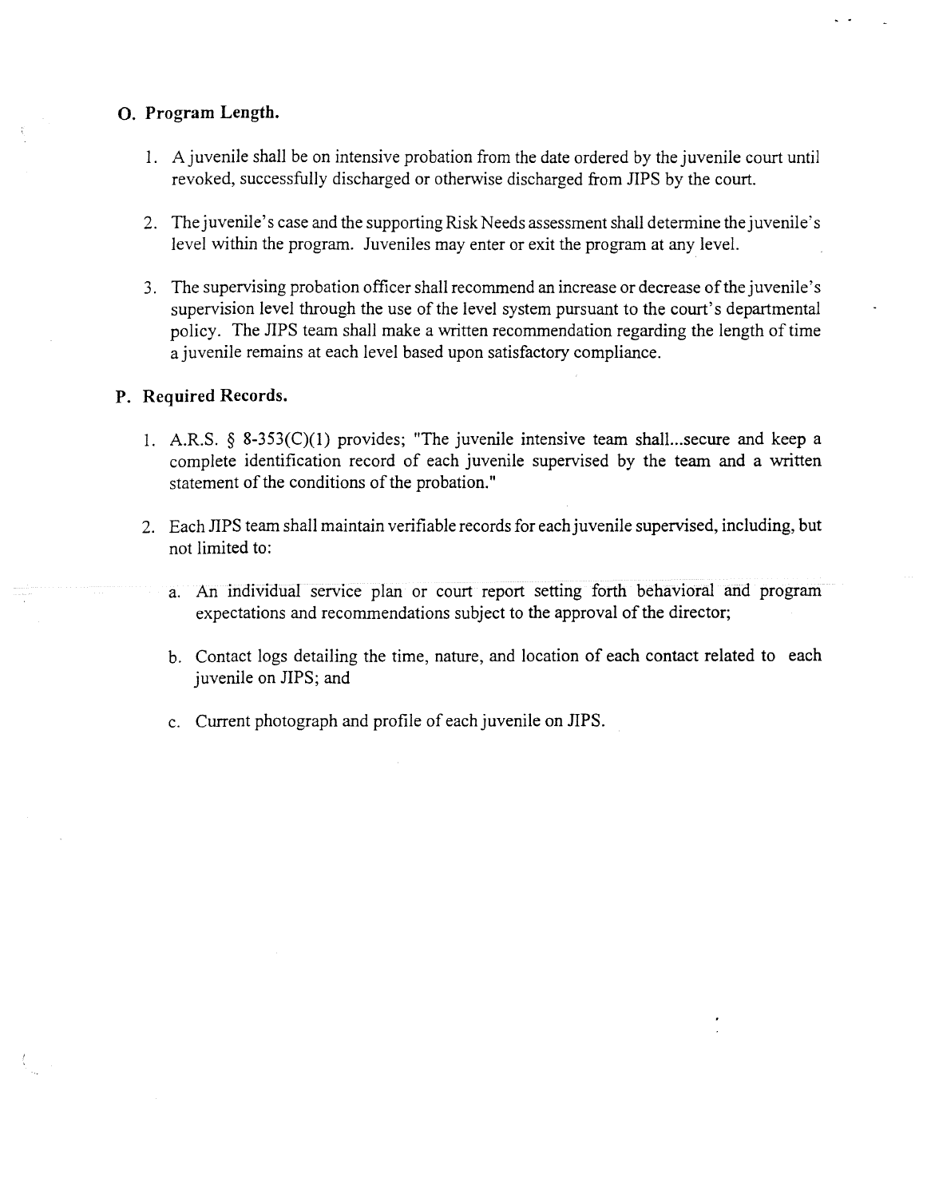### O. Program Length.

1. A juvenile shall be on intensive probation from the date ordered by the juvenile court until revoked, successfully discharged or otherwise discharged from JIPS by the court.

2. The juvenile's case and the supporting Risk Needs assessment shall determine the juvenile's level within the program. Juveniles may enter or exit the program at any level.

3. The supervising probation officer shall recommend an increase or decrease of the juvenile's supervision level through the use of the level system pursuant to the court's departmental policy. The JIPS team shall make a written recommendation regarding the length of time a juvenile remains at each level based upon satisfactory compliance.

### P. Required Records.

1. A.R.S. § 8-353(C)(1) provides; "The juvenile intensive team shall...secure and keep a complete identification record of each juvenile supervised by the team and a written statement of the conditions of the probation."

2. Each JIPS team shall maintain verifiable records for each juvenile supervised, including, but not limited to:

   a. An individual service plan or court report setting forth behavioral and program expectations and recommendations subject to the approval of the director;

   b. Contact logs detailing the time, nature, and location of each contact related to each juvenile on JIPS; and

   c. Current photograph and profile of each juvenile on JIPS.